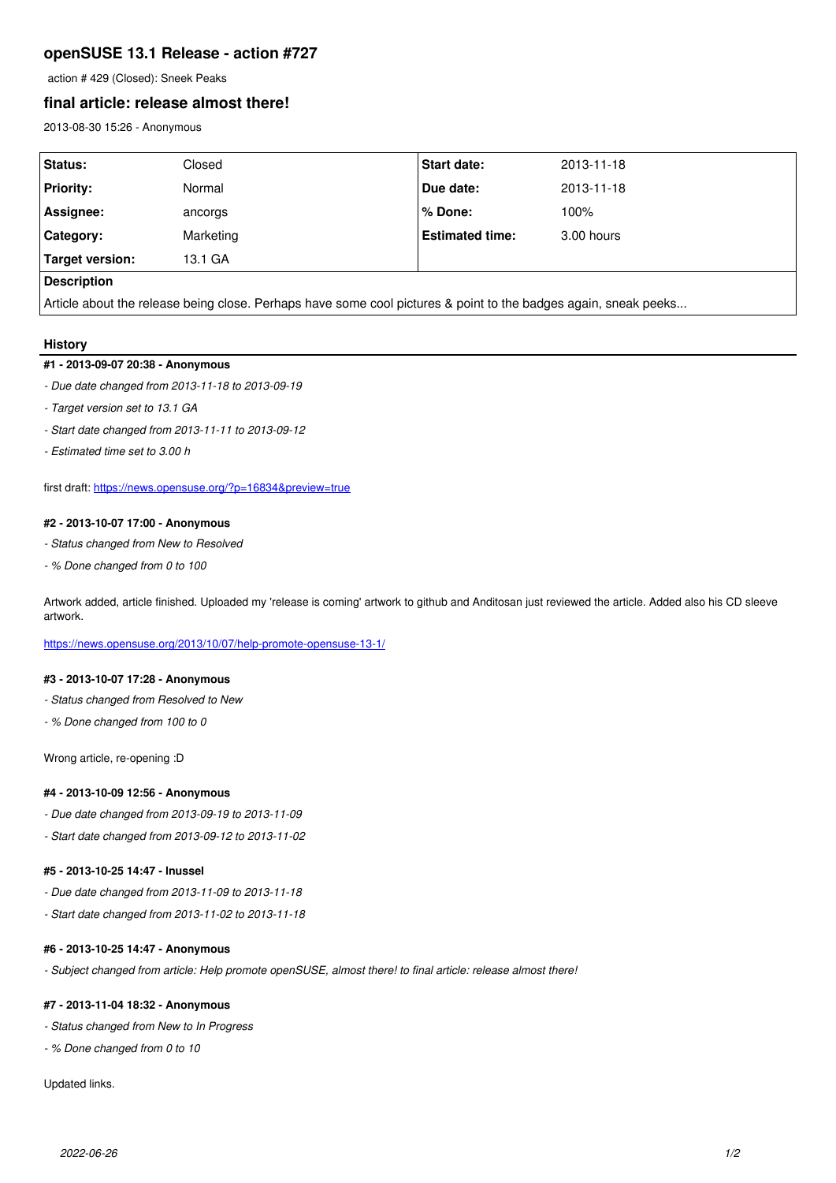# openSUSE 13.1 Release - action #727

action # 429 (Closed): Sneek Peaks

## final article: release almost there!

2013-08-30 15:26 - Anonymous

| | | | |
|---|---|---|---|
| **Status:** | Closed | **Start date:** | 2013-11-18 |
| **Priority:** | Normal | **Due date:** | 2013-11-18 |
| **Assignee:** | ancorgs | **% Done:** | 100% |
| **Category:** | Marketing | **Estimated time:** | 3.00 hours |
| **Target version:** | 13.1 GA | | |

**Description**

Article about the release being close. Perhaps have some cool pictures & point to the badges again, sneak peeks...

### History

#### #1 - 2013-09-07 20:38 - Anonymous

- *Due date changed from 2013-11-18 to 2013-09-19*
- *Target version set to 13.1 GA*
- *Start date changed from 2013-11-11 to 2013-09-12*
- *Estimated time set to 3.00 h*

first draft: https://news.opensuse.org/?p=16834&preview=true

#### #2 - 2013-10-07 17:00 - Anonymous

- *Status changed from New to Resolved*
- *% Done changed from 0 to 100*

Artwork added, article finished. Uploaded my 'release is coming' artwork to github and Anditosan just reviewed the article. Added also his CD sleeve artwork.

https://news.opensuse.org/2013/10/07/help-promote-opensuse-13-1/

#### #3 - 2013-10-07 17:28 - Anonymous

- *Status changed from Resolved to New*
- *% Done changed from 100 to 0*

Wrong article, re-opening :D

#### #4 - 2013-10-09 12:56 - Anonymous

- *Due date changed from 2013-09-19 to 2013-11-09*
- *Start date changed from 2013-09-12 to 2013-11-02*

#### #5 - 2013-10-25 14:47 - lnussel

- *Due date changed from 2013-11-09 to 2013-11-18*
- *Start date changed from 2013-11-02 to 2013-11-18*

#### #6 - 2013-10-25 14:47 - Anonymous

- *Subject changed from article: Help promote openSUSE, almost there! to final article: release almost there!*

#### #7 - 2013-11-04 18:32 - Anonymous

- *Status changed from New to In Progress*
- *% Done changed from 0 to 10*

Updated links.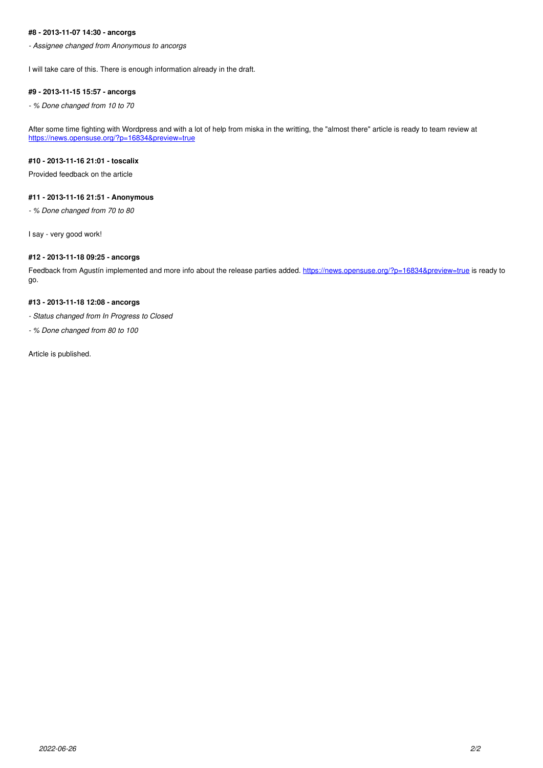#### #8 - 2013-11-07 14:30 - ancorgs

*- Assignee changed from Anonymous to ancorgs*

I will take care of this. There is enough information already in the draft.

#### #9 - 2013-11-15 15:57 - ancorgs

*- % Done changed from 10 to 70*

After some time fighting with Wordpress and with a lot of help from miska in the writting, the "almost there" article is ready to team review at https://news.opensuse.org/?p=16834&preview=true

#### #10 - 2013-11-16 21:01 - toscalix

Provided feedback on the article

#### #11 - 2013-11-16 21:51 - Anonymous

*- % Done changed from 70 to 80*

I say - very good work!

#### #12 - 2013-11-18 09:25 - ancorgs

Feedback from Agustín implemented and more info about the release parties added. https://news.opensuse.org/?p=16834&preview=true is ready to go.

#### #13 - 2013-11-18 12:08 - ancorgs

*- Status changed from In Progress to Closed*

*- % Done changed from 80 to 100*

Article is published.